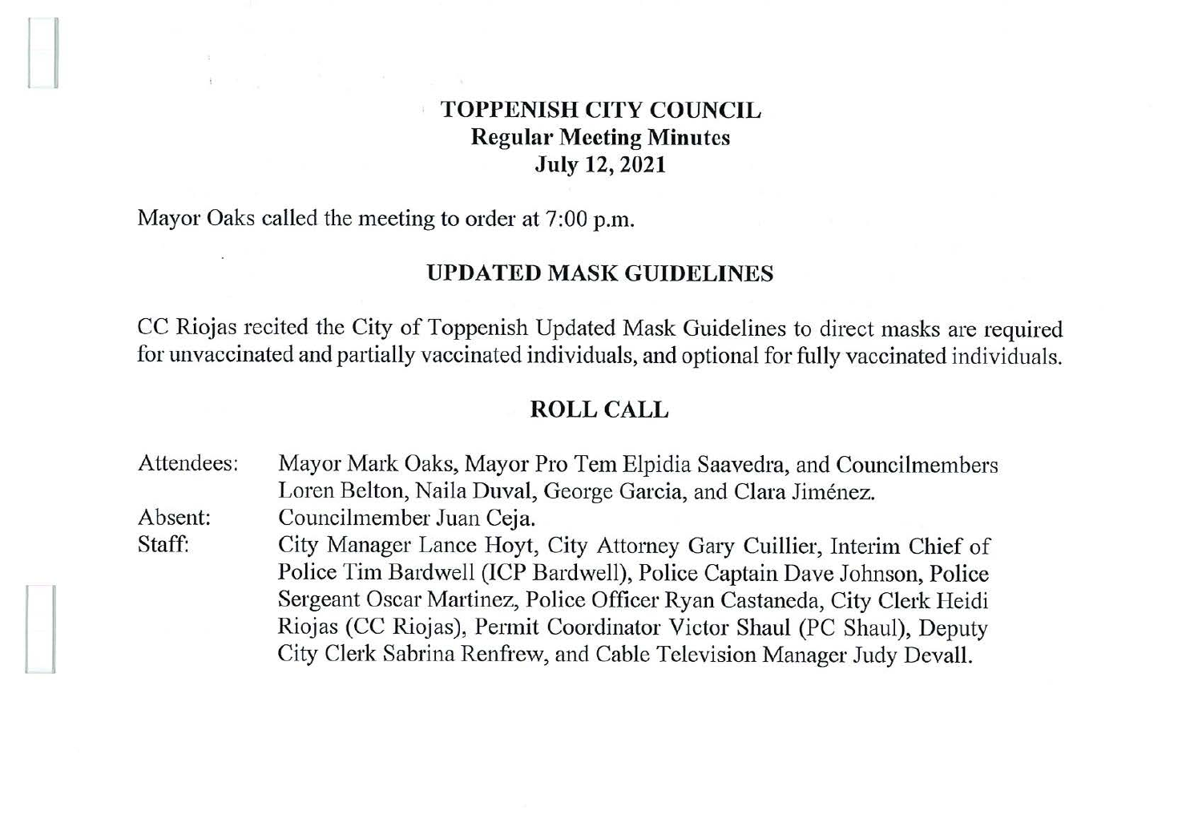# TOPPENISH CITY COUNCIL
## Regular Meeting Minutes
## July 12, 2021

Mayor Oaks called the meeting to order at 7:00 p.m.

## UPDATED MASK GUIDELINES

CC Riojas recited the City of Toppenish Updated Mask Guidelines to direct masks are required for unvaccinated and partially vaccinated individuals, and optional for fully vaccinated individuals.

## ROLL CALL

| | |
|---|---|
| Attendees: | Mayor Mark Oaks, Mayor Pro Tem Elpidia Saavedra, and Councilmembers Loren Belton, Naila Duval, George Garcia, and Clara Jiménez. |
| Absent: | Councilmember Juan Ceja. |
| Staff: | City Manager Lance Hoyt, City Attorney Gary Cuillier, Interim Chief of Police Tim Bardwell (ICP Bardwell), Police Captain Dave Johnson, Police Sergeant Oscar Martinez, Police Officer Ryan Castaneda, City Clerk Heidi Riojas (CC Riojas), Permit Coordinator Victor Shaul (PC Shaul), Deputy City Clerk Sabrina Renfrew, and Cable Television Manager Judy Devall. |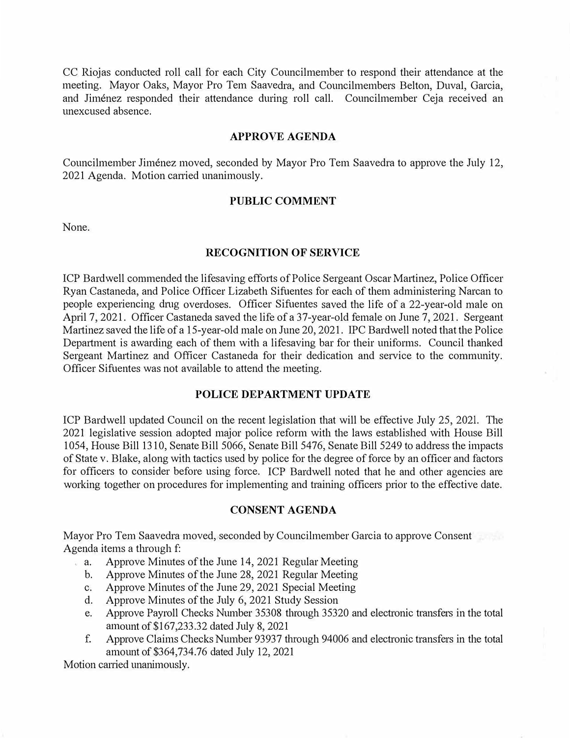CC Riojas conducted roll call for each City Councilmember to respond their attendance at the meeting. Mayor Oaks, Mayor Pro Tem Saavedra, and Councilmembers Belton, Duval, Garcia, and Jiménez responded their attendance during roll call. Councilmember Ceja received an unexcused absence.

## APPROVE AGENDA

Councilmember Jiménez moved, seconded by Mayor Pro Tem Saavedra to approve the July 12, 2021 Agenda. Motion carried unanimously.

## PUBLIC COMMENT

None.

## RECOGNITION OF SERVICE

ICP Bardwell commended the lifesaving efforts of Police Sergeant Oscar Martinez, Police Officer Ryan Castaneda, and Police Officer Lizabeth Sifuentes for each of them administering Narcan to people experiencing drug overdoses. Officer Sifuentes saved the life of a 22-year-old male on April 7, 2021. Officer Castaneda saved the life of a 37-year-old female on June 7, 2021. Sergeant Martinez saved the life of a 15-year-old male on June 20, 2021. IPC Bardwell noted that the Police Department is awarding each of them with a lifesaving bar for their uniforms. Council thanked Sergeant Martinez and Officer Castaneda for their dedication and service to the community. Officer Sifuentes was not available to attend the meeting.

## POLICE DEPARTMENT UPDATE

ICP Bardwell updated Council on the recent legislation that will be effective July 25, 2021. The 2021 legislative session adopted major police reform with the laws established with House Bill 1054, House Bill 1310, Senate Bill 5066, Senate Bill 5476, Senate Bill 5249 to address the impacts of State v. Blake, along with tactics used by police for the degree of force by an officer and factors for officers to consider before using force. ICP Bardwell noted that he and other agencies are working together on procedures for implementing and training officers prior to the effective date.

## CONSENT AGENDA

Mayor Pro Tem Saavedra moved, seconded by Councilmember Garcia to approve Consent Agenda items a through f:

a. Approve Minutes of the June 14, 2021 Regular Meeting
b. Approve Minutes of the June 28, 2021 Regular Meeting
c. Approve Minutes of the June 29, 2021 Special Meeting
d. Approve Minutes of the July 6, 2021 Study Session
e. Approve Payroll Checks Number 35308 through 35320 and electronic transfers in the total amount of $167,233.32 dated July 8, 2021
f. Approve Claims Checks Number 93937 through 94006 and electronic transfers in the total amount of $364,734.76 dated July 12, 2021

Motion carried unanimously.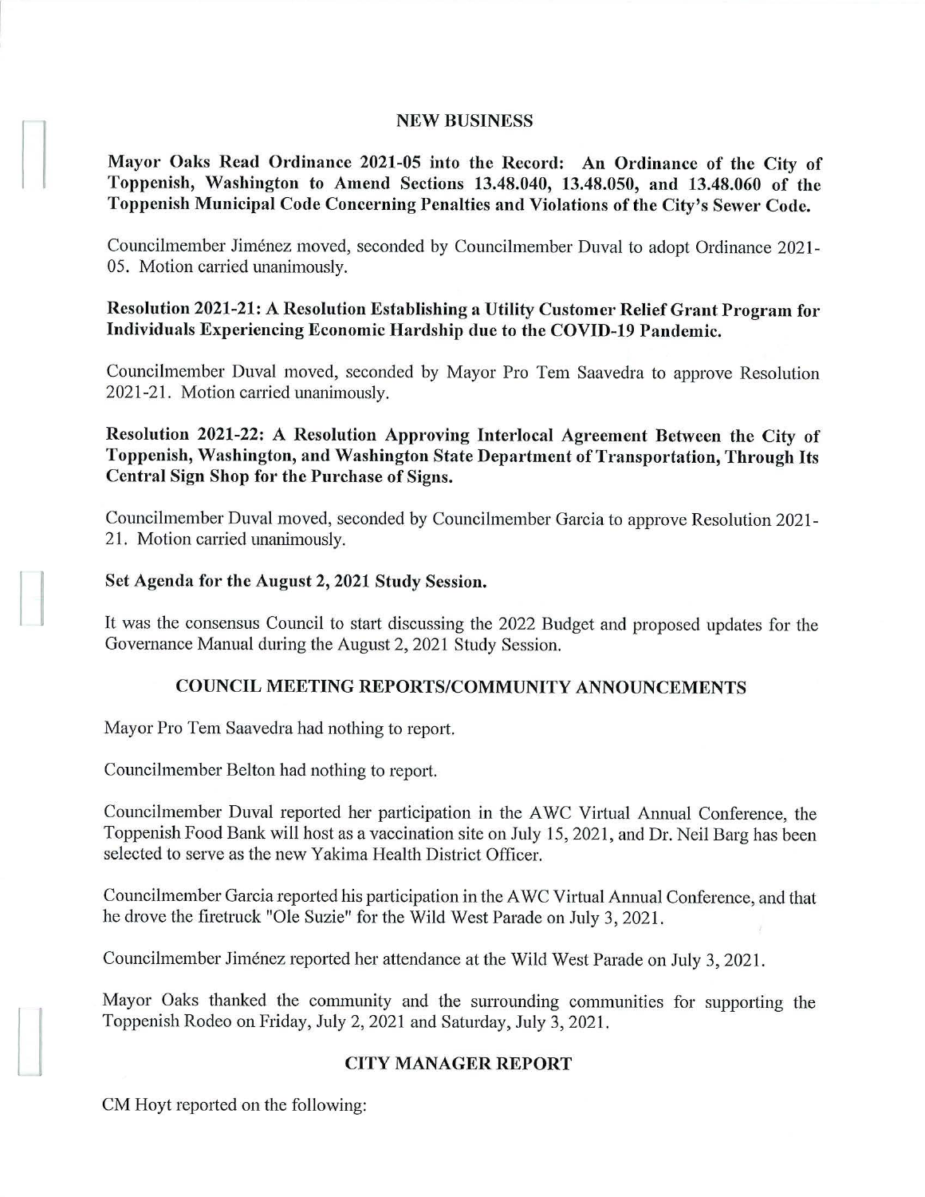## NEW BUSINESS

**Mayor Oaks Read Ordinance 2021-05 into the Record: An Ordinance of the City of Toppenish, Washington to Amend Sections 13.48.040, 13.48.050, and 13.48.060 of the Toppenish Municipal Code Concerning Penalties and Violations of the City's Sewer Code.**

Councilmember Jiménez moved, seconded by Councilmember Duval to adopt Ordinance 2021-05. Motion carried unanimously.

**Resolution 2021-21: A Resolution Establishing a Utility Customer Relief Grant Program for Individuals Experiencing Economic Hardship due to the COVID-19 Pandemic.**

Councilmember Duval moved, seconded by Mayor Pro Tem Saavedra to approve Resolution 2021-21. Motion carried unanimously.

**Resolution 2021-22: A Resolution Approving Interlocal Agreement Between the City of Toppenish, Washington, and Washington State Department of Transportation, Through Its Central Sign Shop for the Purchase of Signs.**

Councilmember Duval moved, seconded by Councilmember Garcia to approve Resolution 2021-21. Motion carried unanimously.

**Set Agenda for the August 2, 2021 Study Session.**

It was the consensus Council to start discussing the 2022 Budget and proposed updates for the Governance Manual during the August 2, 2021 Study Session.

## COUNCIL MEETING REPORTS/COMMUNITY ANNOUNCEMENTS

Mayor Pro Tem Saavedra had nothing to report.

Councilmember Belton had nothing to report.

Councilmember Duval reported her participation in the AWC Virtual Annual Conference, the Toppenish Food Bank will host as a vaccination site on July 15, 2021, and Dr. Neil Barg has been selected to serve as the new Yakima Health District Officer.

Councilmember Garcia reported his participation in the AWC Virtual Annual Conference, and that he drove the firetruck "Ole Suzie" for the Wild West Parade on July 3, 2021.

Councilmember Jiménez reported her attendance at the Wild West Parade on July 3, 2021.

Mayor Oaks thanked the community and the surrounding communities for supporting the Toppenish Rodeo on Friday, July 2, 2021 and Saturday, July 3, 2021.

## CITY MANAGER REPORT

CM Hoyt reported on the following: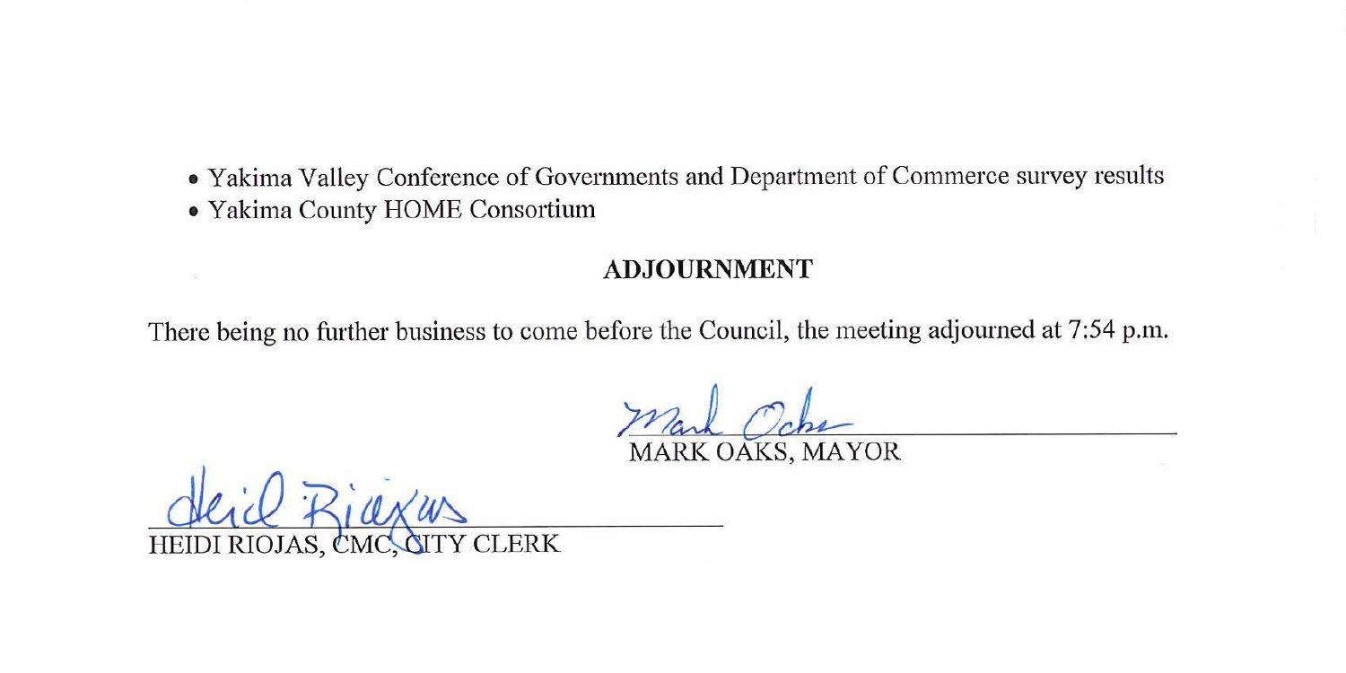- Yakima Valley Conference of Governments and Department of Commerce survey results
- Yakima County HOME Consortium

## ADJOURNMENT

There being no further business to come before the Council, the meeting adjourned at 7:54 p.m.

MARK OAKS, MAYOR

HEIDI RIOJAS, CMC, CITY CLERK